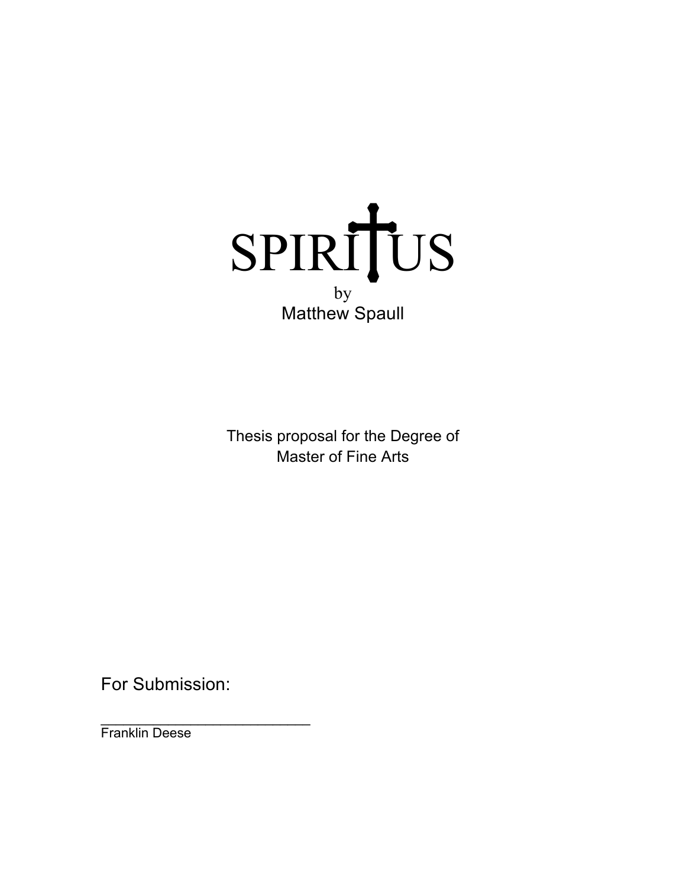# SPIRITUS

by
Matthew Spaull

Thesis proposal for the Degree of
Master of Fine Arts

For Submission:

___________________________
Franklin Deese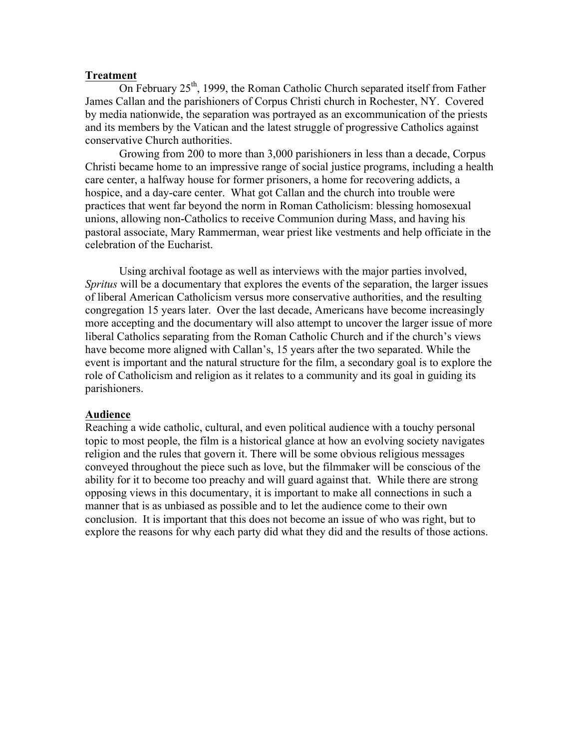## Treatment

On February 25th, 1999, the Roman Catholic Church separated itself from Father James Callan and the parishioners of Corpus Christi church in Rochester, NY. Covered by media nationwide, the separation was portrayed as an excommunication of the priests and its members by the Vatican and the latest struggle of progressive Catholics against conservative Church authorities.

Growing from 200 to more than 3,000 parishioners in less than a decade, Corpus Christi became home to an impressive range of social justice programs, including a health care center, a halfway house for former prisoners, a home for recovering addicts, a hospice, and a day-care center. What got Callan and the church into trouble were practices that went far beyond the norm in Roman Catholicism: blessing homosexual unions, allowing non-Catholics to receive Communion during Mass, and having his pastoral associate, Mary Rammerman, wear priest like vestments and help officiate in the celebration of the Eucharist.

Using archival footage as well as interviews with the major parties involved, *Spritus* will be a documentary that explores the events of the separation, the larger issues of liberal American Catholicism versus more conservative authorities, and the resulting congregation 15 years later. Over the last decade, Americans have become increasingly more accepting and the documentary will also attempt to uncover the larger issue of more liberal Catholics separating from the Roman Catholic Church and if the church's views have become more aligned with Callan's, 15 years after the two separated. While the event is important and the natural structure for the film, a secondary goal is to explore the role of Catholicism and religion as it relates to a community and its goal in guiding its parishioners.

## Audience

Reaching a wide catholic, cultural, and even political audience with a touchy personal topic to most people, the film is a historical glance at how an evolving society navigates religion and the rules that govern it. There will be some obvious religious messages conveyed throughout the piece such as love, but the filmmaker will be conscious of the ability for it to become too preachy and will guard against that. While there are strong opposing views in this documentary, it is important to make all connections in such a manner that is as unbiased as possible and to let the audience come to their own conclusion. It is important that this does not become an issue of who was right, but to explore the reasons for why each party did what they did and the results of those actions.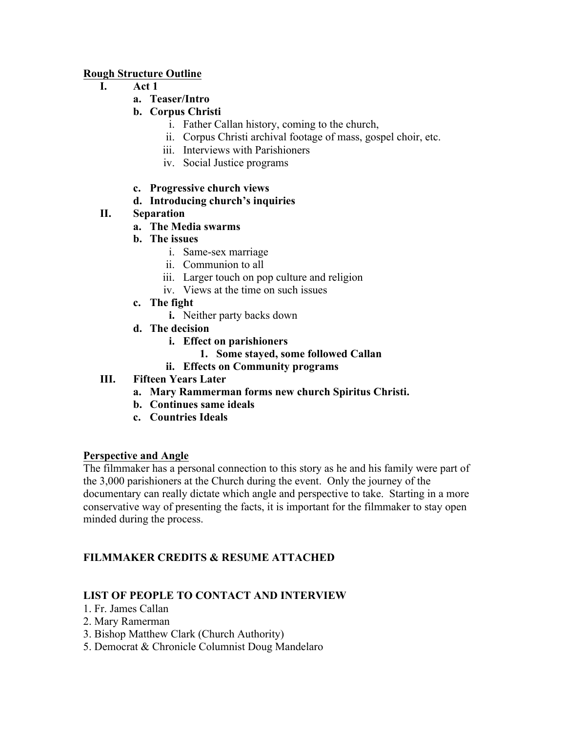**Rough Structure Outline**

I. **Act 1**
   a. **Teaser/Intro**
   b. **Corpus Christi**
      i. Father Callan history, coming to the church,
      ii. Corpus Christi archival footage of mass, gospel choir, etc.
      iii. Interviews with Parishioners
      iv. Social Justice programs

   c. **Progressive church views**
   d. **Introducing church's inquiries**

II. **Separation**
   a. **The Media swarms**
   b. **The issues**
      i. Same-sex marriage
      ii. Communion to all
      iii. Larger touch on pop culture and religion
      iv. Views at the time on such issues
   c. **The fight**
      **i.** Neither party backs down
   d. **The decision**
      **i. Effect on parishioners**
         **1. Some stayed, some followed Callan**
      **ii. Effects on Community programs**

III. **Fifteen Years Later**
   a. **Mary Rammerman forms new church Spiritus Christi.**
   b. **Continues same ideals**
   c. **Countries Ideals**

**Perspective and Angle**

The filmmaker has a personal connection to this story as he and his family were part of the 3,000 parishioners at the Church during the event. Only the journey of the documentary can really dictate which angle and perspective to take. Starting in a more conservative way of presenting the facts, it is important for the filmmaker to stay open minded during the process.

**FILMMAKER CREDITS & RESUME ATTACHED**

**LIST OF PEOPLE TO CONTACT AND INTERVIEW**

1. Fr. James Callan
2. Mary Ramerman
3. Bishop Matthew Clark (Church Authority)
5. Democrat & Chronicle Columnist Doug Mandelaro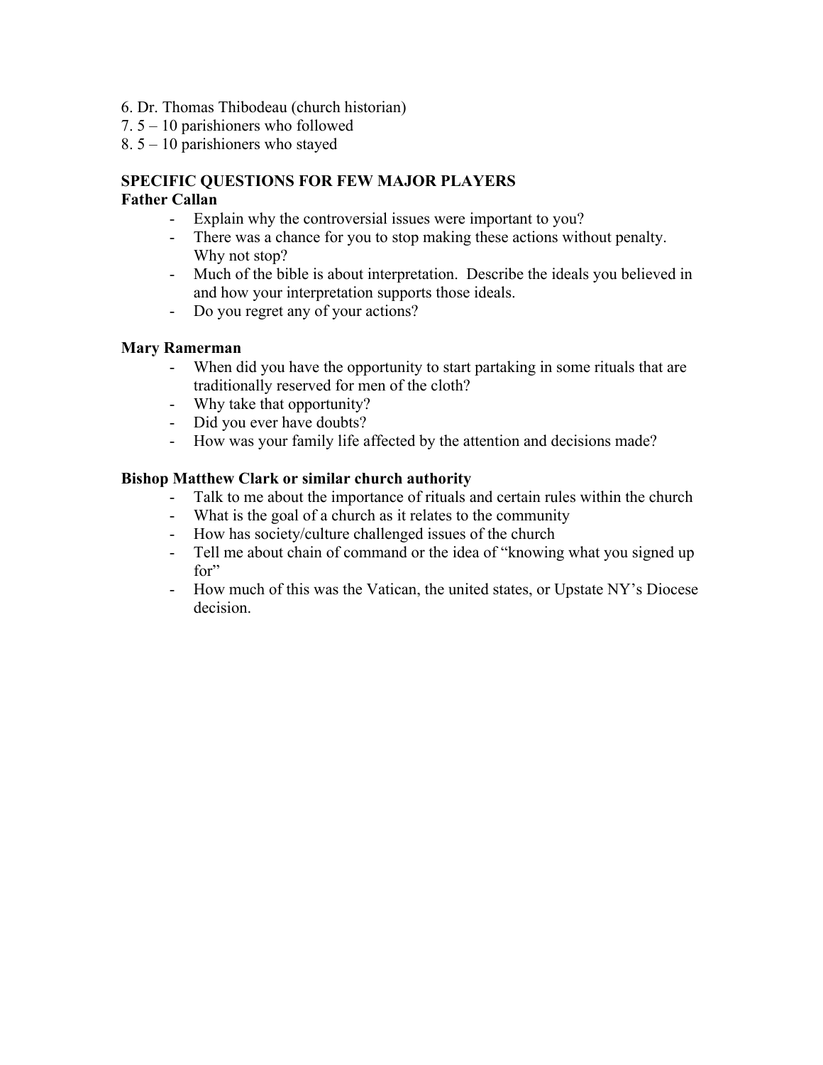6. Dr. Thomas Thibodeau (church historian)
7. 5 – 10 parishioners who followed
8. 5 – 10 parishioners who stayed

**SPECIFIC QUESTIONS FOR FEW MAJOR PLAYERS**

**Father Callan**

- Explain why the controversial issues were important to you?
- There was a chance for you to stop making these actions without penalty. Why not stop?
- Much of the bible is about interpretation. Describe the ideals you believed in and how your interpretation supports those ideals.
- Do you regret any of your actions?

**Mary Ramerman**

- When did you have the opportunity to start partaking in some rituals that are traditionally reserved for men of the cloth?
- Why take that opportunity?
- Did you ever have doubts?
- How was your family life affected by the attention and decisions made?

**Bishop Matthew Clark or similar church authority**

- Talk to me about the importance of rituals and certain rules within the church
- What is the goal of a church as it relates to the community
- How has society/culture challenged issues of the church
- Tell me about chain of command or the idea of "knowing what you signed up for"
- How much of this was the Vatican, the united states, or Upstate NY's Diocese decision.